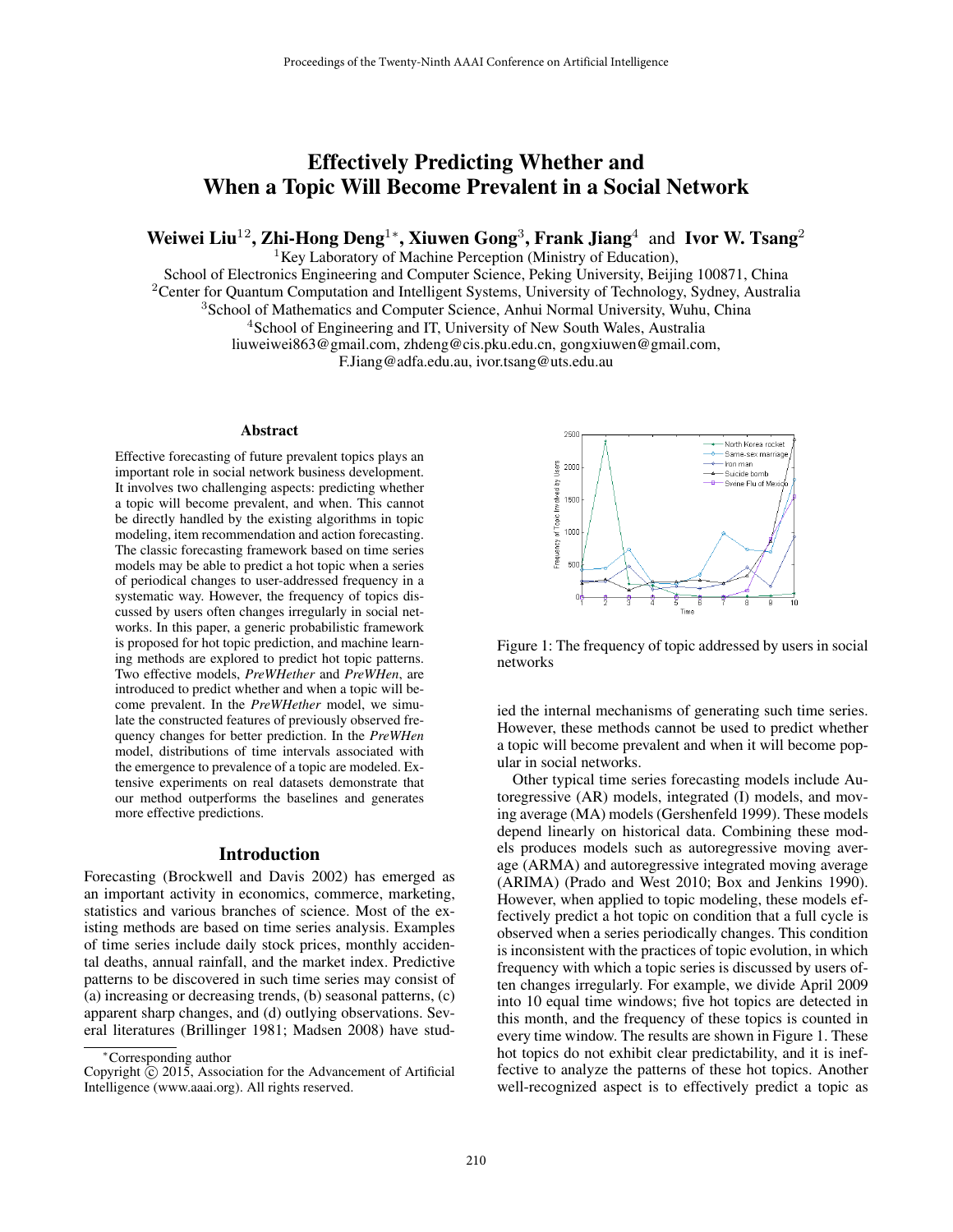# Effectively Predicting Whether and When a Topic Will Become Prevalent in a Social Network

**Weiwei Liu**[1,2], **Zhi-Hong Deng**[1*], **Xiuwen Gong**[3], **Frank Jiang**[4] and **Ivor W. Tsang**[2]

[1]Key Laboratory of Machine Perception (Ministry of Education),
School of Electronics Engineering and Computer Science, Peking University, Beijing 100871, China
[2]Center for Quantum Computation and Intelligent Systems, University of Technology, Sydney, Australia
[3]School of Mathematics and Computer Science, Anhui Normal University, Wuhu, China
[4]School of Engineering and IT, University of New South Wales, Australia
liuweiwei863@gmail.com, zhdeng@cis.pku.edu.cn, gongxiuwen@gmail.com,
F.Jiang@adfa.edu.au, ivor.tsang@uts.edu.au

## Abstract

Effective forecasting of future prevalent topics plays an important role in social network business development. It involves two challenging aspects: predicting whether a topic will become prevalent, and when. This cannot be directly handled by the existing algorithms in topic modeling, item recommendation and action forecasting. The classic forecasting framework based on time series models may be able to predict a hot topic when a series of periodical changes to user-addressed frequency in a systematic way. However, the frequency of topics discussed by users often changes irregularly in social networks. In this paper, a generic probabilistic framework is proposed for hot topic prediction, and machine learning methods are explored to predict hot topic patterns. Two effective models, *PreWHether* and *PreWHen*, are introduced to predict whether and when a topic will become prevalent. In the *PreWHether* model, we simulate the constructed features of previously observed frequency changes for better prediction. In the *PreWHen* model, distributions of time intervals associated with the emergence to prevalence of a topic are modeled. Extensive experiments on real datasets demonstrate that our method outperforms the baselines and generates more effective predictions.

## Introduction

Forecasting (Brockwell and Davis 2002) has emerged as an important activity in economics, commerce, marketing, statistics and various branches of science. Most of the existing methods are based on time series analysis. Examples of time series include daily stock prices, monthly accidental deaths, annual rainfall, and the market index. Predictive patterns to be discovered in such time series may consist of (a) increasing or decreasing trends, (b) seasonal patterns, (c) apparent sharp changes, and (d) outlying observations. Several literatures (Brillinger 1981; Madsen 2008) have studied the internal mechanisms of generating such time series. However, these methods cannot be used to predict whether a topic will become prevalent and when it will become popular in social networks.

Figure 1: The frequency of topic addressed by users in social networks

Other typical time series forecasting models include Autoregressive (AR) models, integrated (I) models, and moving average (MA) models (Gershenfeld 1999). These models depend linearly on historical data. Combining these models produces models such as autoregressive moving average (ARMA) and autoregressive integrated moving average (ARIMA) (Prado and West 2010; Box and Jenkins 1990). However, when applied to topic modeling, these models effectively predict a hot topic on condition that a full cycle is observed when a series periodically changes. This condition is inconsistent with the practices of topic evolution, in which frequency with which a topic series is discussed by users often changes irregularly. For example, we divide April 2009 into 10 equal time windows; five hot topics are detected in this month, and the frequency of these topics is counted in every time window. The results are shown in Figure 1. These hot topics do not exhibit clear predictability, and it is ineffective to analyze the patterns of these hot topics. Another well-recognized aspect is to effectively predict a topic as

*Corresponding author
Copyright © 2015, Association for the Advancement of Artificial Intelligence (www.aaai.org). All rights reserved.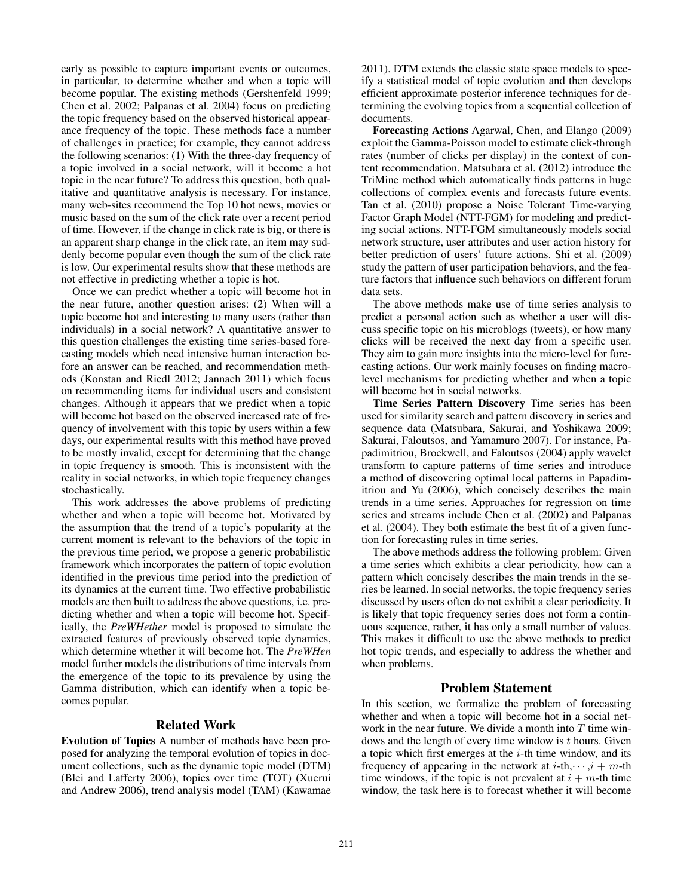early as possible to capture important events or outcomes, in particular, to determine whether and when a topic will become popular. The existing methods (Gershenfeld 1999; Chen et al. 2002; Palpanas et al. 2004) focus on predicting the topic frequency based on the observed historical appearance frequency of the topic. These methods face a number of challenges in practice; for example, they cannot address the following scenarios: (1) With the three-day frequency of a topic involved in a social network, will it become a hot topic in the near future? To address this question, both qualitative and quantitative analysis is necessary. For instance, many web-sites recommend the Top 10 hot news, movies or music based on the sum of the click rate over a recent period of time. However, if the change in click rate is big, or there is an apparent sharp change in the click rate, an item may suddenly become popular even though the sum of the click rate is low. Our experimental results show that these methods are not effective in predicting whether a topic is hot.

Once we can predict whether a topic will become hot in the near future, another question arises: (2) When will a topic become hot and interesting to many users (rather than individuals) in a social network? A quantitative answer to this question challenges the existing time series-based forecasting models which need intensive human interaction before an answer can be reached, and recommendation methods (Konstan and Riedl 2012; Jannach 2011) which focus on recommending items for individual users and consistent changes. Although it appears that we predict when a topic will become hot based on the observed increased rate of frequency of involvement with this topic by users within a few days, our experimental results with this method have proved to be mostly invalid, except for determining that the change in topic frequency is smooth. This is inconsistent with the reality in social networks, in which topic frequency changes stochastically.

This work addresses the above problems of predicting whether and when a topic will become hot. Motivated by the assumption that the trend of a topic's popularity at the current moment is relevant to the behaviors of the topic in the previous time period, we propose a generic probabilistic framework which incorporates the pattern of topic evolution identified in the previous time period into the prediction of its dynamics at the current time. Two effective probabilistic models are then built to address the above questions, i.e. predicting whether and when a topic will become hot. Specifically, the *PreWHether* model is proposed to simulate the extracted features of previously observed topic dynamics, which determine whether it will become hot. The *PreWHen* model further models the distributions of time intervals from the emergence of the topic to its prevalence by using the Gamma distribution, which can identify when a topic becomes popular.

## Related Work

**Evolution of Topics** A number of methods have been proposed for analyzing the temporal evolution of topics in document collections, such as the dynamic topic model (DTM) (Blei and Lafferty 2006), topics over time (TOT) (Xuerui and Andrew 2006), trend analysis model (TAM) (Kawamae 2011). DTM extends the classic state space models to specify a statistical model of topic evolution and then develops efficient approximate posterior inference techniques for determining the evolving topics from a sequential collection of documents.

**Forecasting Actions** Agarwal, Chen, and Elango (2009) exploit the Gamma-Poisson model to estimate click-through rates (number of clicks per display) in the context of content recommendation. Matsubara et al. (2012) introduce the TriMine method which automatically finds patterns in huge collections of complex events and forecasts future events. Tan et al. (2010) propose a Noise Tolerant Time-varying Factor Graph Model (NTT-FGM) for modeling and predicting social actions. NTT-FGM simultaneously models social network structure, user attributes and user action history for better prediction of users' future actions. Shi et al. (2009) study the pattern of user participation behaviors, and the feature factors that influence such behaviors on different forum data sets.

The above methods make use of time series analysis to predict a personal action such as whether a user will discuss specific topic on his microblogs (tweets), or how many clicks will be received the next day from a specific user. They aim to gain more insights into the micro-level for forecasting actions. Our work mainly focuses on finding macro-level mechanisms for predicting whether and when a topic will become hot in social networks.

**Time Series Pattern Discovery** Time series has been used for similarity search and pattern discovery in series and sequence data (Matsubara, Sakurai, and Yoshikawa 2009; Sakurai, Faloutsos, and Yamamuro 2007). For instance, Papadimitriou, Brockwell, and Faloutsos (2004) apply wavelet transform to capture patterns of time series and introduce a method of discovering optimal local patterns in Papadimitriou and Yu (2006), which concisely describes the main trends in a time series. Approaches for regression on time series and streams include Chen et al. (2002) and Palpanas et al. (2004). They both estimate the best fit of a given function for forecasting rules in time series.

The above methods address the following problem: Given a time series which exhibits a clear periodicity, how can a pattern which concisely describes the main trends in the series be learned. In social networks, the topic frequency series discussed by users often do not exhibit a clear periodicity. It is likely that topic frequency series does not form a continuous sequence, rather, it has only a small number of values. This makes it difficult to use the above methods to predict hot topic trends, and especially to address the whether and when problems.

## Problem Statement

In this section, we formalize the problem of forecasting whether and when a topic will become hot in a social network in the near future. We divide a month into $T$ time windows and the length of every time window is $t$ hours. Given a topic which first emerges at the $i$-th time window, and its frequency of appearing in the network at $i$-th,$\cdots$,$i+m$-th time windows, if the topic is not prevalent at $i+m$-th time window, the task here is to forecast whether it will become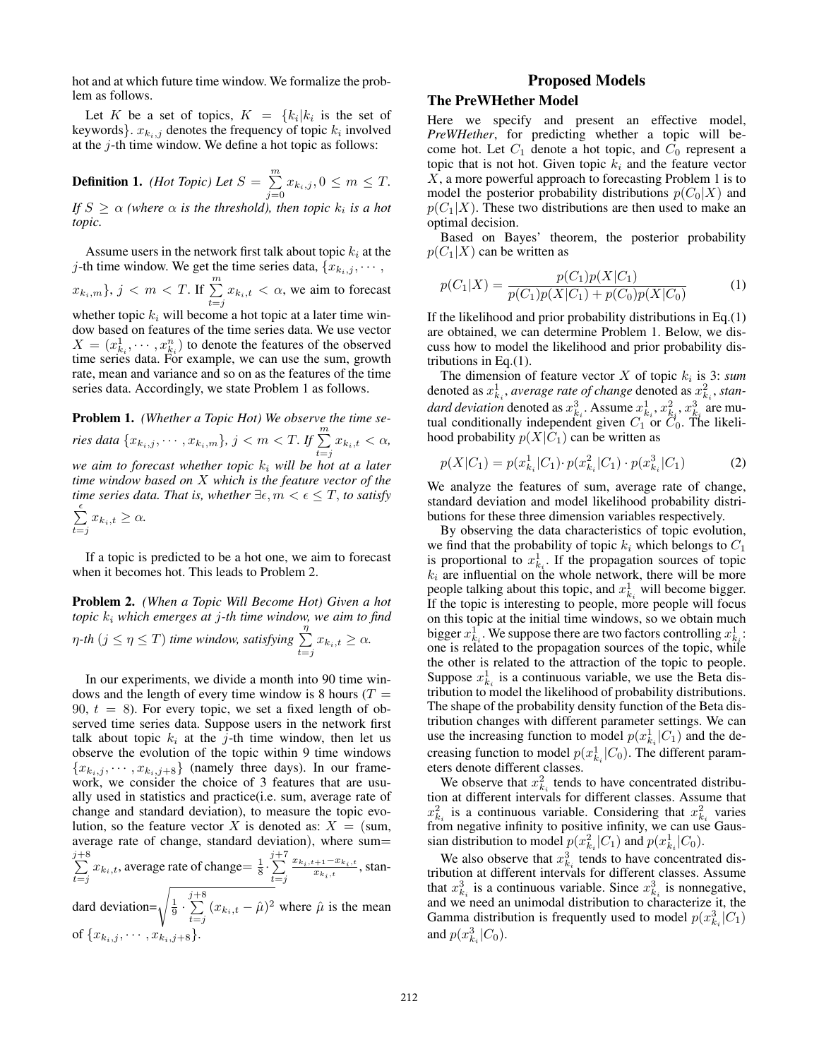hot and at which future time window. We formalize the problem as follows.

Let $K$ be a set of topics, $K = \{k_i | k_i$ is the set of keywords$\}$. $x_{k_i,j}$ denotes the frequency of topic $k_i$ involved at the $j$-th time window. We define a hot topic as follows:

**Definition 1.** *(Hot Topic) Let $S = \sum_{j=0}^{m} x_{k_i,j}, 0 \leq m \leq T$. If $S \geq \alpha$ (where $\alpha$ is the threshold), then topic $k_i$ is a hot topic.*

Assume users in the network first talk about topic $k_i$ at the $j$-th time window. We get the time series data, $\{x_{k_i,j}, \cdots, x_{k_i,m}\}$, $j < m < T$. If $\sum_{t=j}^{m} x_{k_i,t} < \alpha$, we aim to forecast whether topic $k_i$ will become a hot topic at a later time window based on features of the time series data. We use vector $X = (x_{k_i}^1, \cdots, x_{k_i}^n)$ to denote the features of the observed time series data. For example, we can use the sum, growth rate, mean and variance and so on as the features of the time series data. Accordingly, we state Problem 1 as follows.

**Problem 1.** *(Whether a Topic Hot) We observe the time series data $\{x_{k_i,j}, \cdots, x_{k_i,m}\}$, $j < m < T$. If $\sum_{t=j}^{m} x_{k_i,t} < \alpha$, we aim to forecast whether topic $k_i$ will be hot at a later time window based on $X$ which is the feature vector of the time series data. That is, whether $\exists \epsilon, m < \epsilon \leq T$, to satisfy $\sum_{t=j}^{\epsilon} x_{k_i,t} \geq \alpha$.*

If a topic is predicted to be a hot one, we aim to forecast when it becomes hot. This leads to Problem 2.

**Problem 2.** *(When a Topic Will Become Hot) Given a hot topic $k_i$ which emerges at $j$-th time window, we aim to find $\eta$-th ($j \leq \eta \leq T$) time window, satisfying $\sum_{t=j}^{\eta} x_{k_i,t} \geq \alpha$.*

In our experiments, we divide a month into 90 time windows and the length of every time window is 8 hours ($T = 90$, $t = 8$). For every topic, we set a fixed length of observed time series data. Suppose users in the network first talk about topic $k_i$ at the $j$-th time window, then let us observe the evolution of the topic within 9 time windows $\{x_{k_i,j}, \cdots, x_{k_i,j+8}\}$ (namely three days). In our framework, we consider the choice of 3 features that are usually used in statistics and practice(i.e. sum, average rate of change and standard deviation), to measure the topic evolution, so the feature vector $X$ is denoted as: $X =$ (sum, average rate of change, standard deviation), where sum$= \sum_{t=j}^{j+8} x_{k_i,t}$, average rate of change$= \frac{1}{8} \cdot \sum_{t=j}^{j+7} \frac{x_{k_i,t+1} - x_{k_i,t}}{x_{k_i,t}}$, standard deviation$= \sqrt{\frac{1}{9} \cdot \sum_{t=j}^{j+8} (x_{k_i,t} - \hat{\mu})^2}$ where $\hat{\mu}$ is the mean of $\{x_{k_i,j}, \cdots, x_{k_i,j+8}\}$.

# Proposed Models

## The PreWHether Model

Here we specify and present an effective model, ***PreWHether***, for predicting whether a topic will become hot. Let $C_1$ denote a hot topic, and $C_0$ represent a topic that is not hot. Given topic $k_i$ and the feature vector $X$, a more powerful approach to forecasting Problem 1 is to model the posterior probability distributions $p(C_0|X)$ and $p(C_1|X)$. These two distributions are then used to make an optimal decision.

Based on Bayes' theorem, the posterior probability $p(C_1|X)$ can be written as

$$p(C_1|X) = \frac{p(C_1)p(X|C_1)}{p(C_1)p(X|C_1) + p(C_0)p(X|C_0)} \tag{1}$$

If the likelihood and prior probability distributions in Eq.(1) are obtained, we can determine Problem 1. Below, we discuss how to model the likelihood and prior probability distributions in Eq.(1).

The dimension of feature vector $X$ of topic $k_i$ is 3: *sum* denoted as $x_{k_i}^1$, *average rate of change* denoted as $x_{k_i}^2$, *standard deviation* denoted as $x_{k_i}^3$. Assume $x_{k_i}^1, x_{k_i}^2, x_{k_i}^3$ are mutual conditionally independent given $C_1$ or $C_0$. The likelihood probability $p(X|C_1)$ can be written as

$$p(X|C_1) = p(x_{k_i}^1|C_1) \cdot p(x_{k_i}^2|C_1) \cdot p(x_{k_i}^3|C_1) \tag{2}$$

We analyze the features of sum, average rate of change, standard deviation and model likelihood probability distributions for these three dimension variables respectively.

By observing the data characteristics of topic evolution, we find that the probability of topic $k_i$ which belongs to $C_1$ is proportional to $x_{k_i}^1$. If the propagation sources of topic $k_i$ are influential on the whole network, there will be more people talking about this topic, and $x_{k_i}^1$ will become bigger. If the topic is interesting to people, more people will focus on this topic at the initial time windows, so we obtain much bigger $x_{k_i}^1$. We suppose there are two factors controlling $x_{k_i}^1$: one is related to the propagation sources of the topic, while the other is related to the attraction of the topic to people. Suppose $x_{k_i}^1$ is a continuous variable, we use the Beta distribution to model the likelihood of probability distributions. The shape of the probability density function of the Beta distribution changes with different parameter settings. We can use the increasing function to model $p(x_{k_i}^1|C_1)$ and the decreasing function to model $p(x_{k_i}^1|C_0)$. The different parameters denote different classes.

We observe that $x_{k_i}^2$ tends to have concentrated distribution at different intervals for different classes. Assume that $x_{k_i}^2$ is a continuous variable. Considering that $x_{k_i}^2$ varies from negative infinity to positive infinity, we can use Gaussian distribution to model $p(x_{k_i}^2|C_1)$ and $p(x_{k_i}^1|C_0)$.

We also observe that $x_{k_i}^3$ tends to have concentrated distribution at different intervals for different classes. Assume that $x_{k_i}^3$ is a continuous variable. Since $x_{k_i}^3$ is nonnegative, and we need an unimodal distribution to characterize it, the Gamma distribution is frequently used to model $p(x_{k_i}^3|C_1)$ and $p(x_{k_i}^3|C_0)$.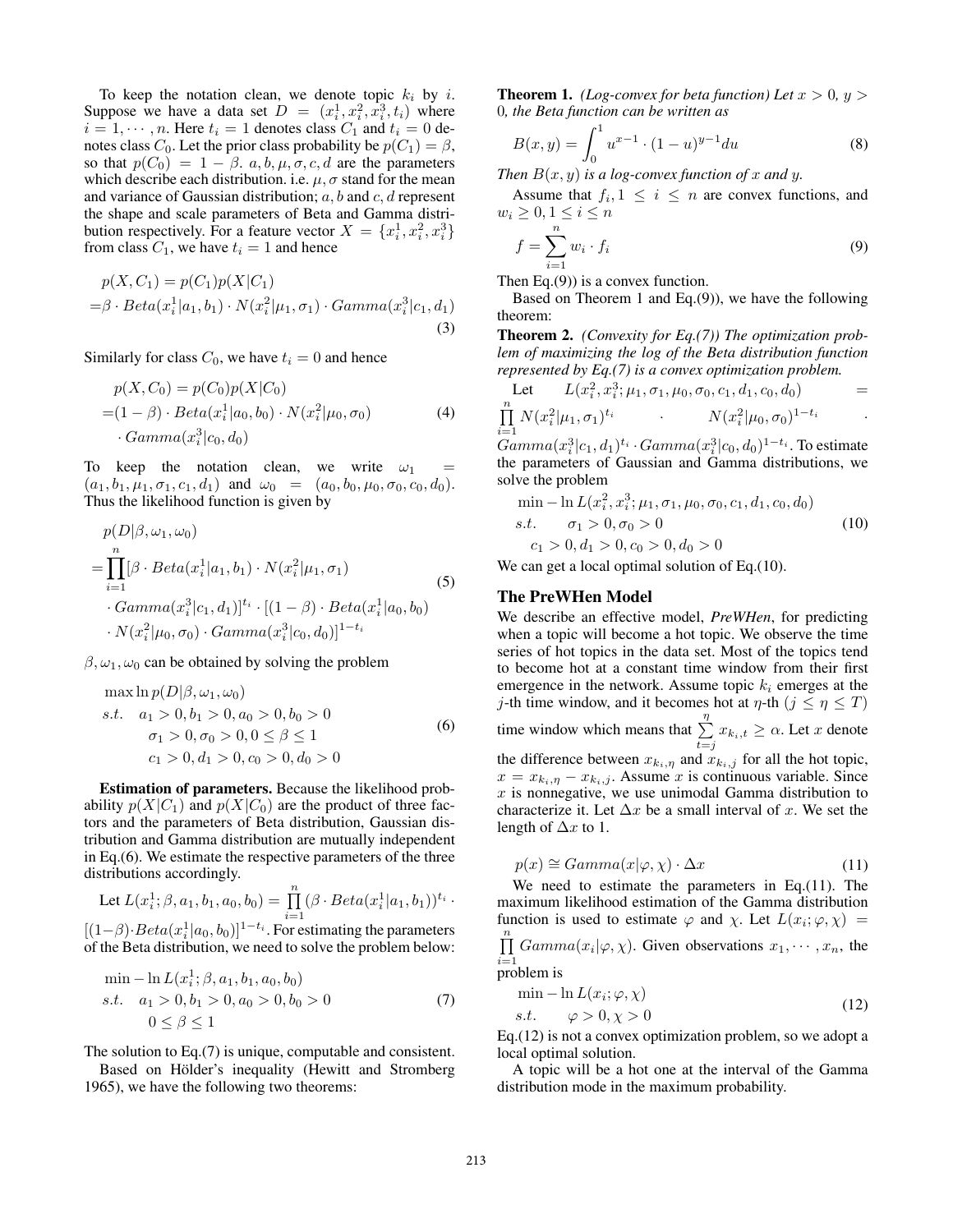To keep the notation clean, we denote topic $k_i$ by $i$. Suppose we have a data set $D = (x_i^1, x_i^2, x_i^3, t_i)$ where $i = 1, \cdots, n$. Here $t_i = 1$ denotes class $C_1$ and $t_i = 0$ denotes class $C_0$. Let the prior class probability be $p(C_1) = \beta$, so that $p(C_0) = 1 - \beta$. $a, b, \mu, \sigma, c, d$ are the parameters which describe each distribution. i.e. $\mu, \sigma$ stand for the mean and variance of Gaussian distribution; $a, b$ and $c, d$ represent the shape and scale parameters of Beta and Gamma distribution respectively. For a feature vector $X = \{x_i^1, x_i^2, x_i^3\}$ from class $C_1$, we have $t_i = 1$ and hence

$$\begin{aligned} &p(X, C_1) = p(C_1)p(X|C_1) \\ =&\beta \cdot Beta(x_i^1|a_1, b_1) \cdot N(x_i^2|\mu_1, \sigma_1) \cdot Gamma(x_i^3|c_1, d_1) \end{aligned} \tag{3}$$

Similarly for class $C_0$, we have $t_i = 0$ and hence

$$\begin{aligned} &p(X, C_0) = p(C_0)p(X|C_0) \\ =&(1-\beta) \cdot Beta(x_i^1|a_0, b_0) \cdot N(x_i^2|\mu_0, \sigma_0) \\ &\cdot Gamma(x_i^3|c_0, d_0) \end{aligned} \tag{4}$$

To keep the notation clean, we write $\omega_1 = (a_1, b_1, \mu_1, \sigma_1, c_1, d_1)$ and $\omega_0 = (a_0, b_0, \mu_0, \sigma_0, c_0, d_0)$. Thus the likelihood function is given by

$$\begin{aligned} &p(D|\beta, \omega_1, \omega_0) \\ =&\prod_{i=1}^{n}[\beta \cdot Beta(x_i^1|a_1, b_1) \cdot N(x_i^2|\mu_1, \sigma_1) \\ &\cdot Gamma(x_i^3|c_1, d_1)]^{t_i} \cdot [(1-\beta) \cdot Beta(x_i^1|a_0, b_0) \\ &\cdot N(x_i^2|\mu_0, \sigma_0) \cdot Gamma(x_i^3|c_0, d_0)]^{1-t_i} \end{aligned} \tag{5}$$

$\beta, \omega_1, \omega_0$ can be obtained by solving the problem

$$\begin{aligned} &\max \ln p(D|\beta, \omega_1, \omega_0) \\ &s.t. \quad a_1 > 0, b_1 > 0, a_0 > 0, b_0 > 0 \\ &\qquad \sigma_1 > 0, \sigma_0 > 0, 0 \le \beta \le 1 \\ &\qquad c_1 > 0, d_1 > 0, c_0 > 0, d_0 > 0 \end{aligned} \tag{6}$$

**Estimation of parameters.** Because the likelihood probability $p(X|C_1)$ and $p(X|C_0)$ are the product of three factors and the parameters of Beta distribution, Gaussian distribution and Gamma distribution are mutually independent in Eq.(6). We estimate the respective parameters of the three distributions accordingly.

Let $L(x_i^1; \beta, a_1, b_1, a_0, b_0) = \prod_{i=1}^{n}(\beta \cdot Beta(x_i^1|a_1, b_1))^{t_i} \cdot [(1-\beta) \cdot Beta(x_i^1|a_0, b_0)]^{1-t_i}$. For estimating the parameters of the Beta distribution, we need to solve the problem below:

$$\begin{aligned} &\min -\ln L(x_i^1; \beta, a_1, b_1, a_0, b_0) \\ &s.t. \quad a_1 > 0, b_1 > 0, a_0 > 0, b_0 > 0 \\ &\qquad 0 \le \beta \le 1 \end{aligned} \tag{7}$$

The solution to Eq.(7) is unique, computable and consistent.

Based on Hölder's inequality (Hewitt and Stromberg 1965), we have the following two theorems:

**Theorem 1.** *(Log-convex for beta function) Let $x > 0$, $y > 0$, the Beta function can be written as*

$$B(x, y) = \int_0^1 u^{x-1} \cdot (1-u)^{y-1} du \tag{8}$$

*Then $B(x, y)$ is a log-convex function of $x$ and $y$.*

Assume that $f_i, 1 \le i \le n$ are convex functions, and $w_i \ge 0, 1 \le i \le n$

$$f = \sum_{i=1}^{n} w_i \cdot f_i \tag{9}$$

Then Eq.(9)) is a convex function.

Based on Theorem 1 and Eq.(9)), we have the following theorem:

**Theorem 2.** *(Convexity for Eq.(7)) The optimization problem of maximizing the log of the Beta distribution function represented by Eq.(7) is a convex optimization problem.*

Let $L(x_i^2, x_i^3; \mu_1, \sigma_1, \mu_0, \sigma_0, c_1, d_1, c_0, d_0) = \prod_{i=1}^{n} N(x_i^2|\mu_1, \sigma_1)^{t_i} \cdot N(x_i^2|\mu_0, \sigma_0)^{1-t_i} \cdot Gamma(x_i^3|c_1, d_1)^{t_i} \cdot Gamma(x_i^3|c_0, d_0)^{1-t_i}$. To estimate the parameters of Gaussian and Gamma distributions, we solve the problem

$$\begin{aligned} &\min -\ln L(x_i^2, x_i^3; \mu_1, \sigma_1, \mu_0, \sigma_0, c_1, d_1, c_0, d_0) \\ &s.t. \qquad \sigma_1 > 0, \sigma_0 > 0 \\ &\qquad c_1 > 0, d_1 > 0, c_0 > 0, d_0 > 0 \end{aligned} \tag{10}$$

We can get a local optimal solution of Eq.(10).

## The PreWHen Model

We describe an effective model, ***PreWHen***, for predicting when a topic will become a hot topic. We observe the time series of hot topics in the data set. Most of the topics tend to become hot at a constant time window from their first emergence in the network. Assume topic $k_i$ emerges at the $j$-th time window, and it becomes hot at $\eta$-th ($j \le \eta \le T$) time window which means that $\sum_{t=j}^{\eta} x_{k_i,t} \ge \alpha$. Let $x$ denote the difference between $x_{k_i,\eta}$ and $x_{k_i,j}$ for all the hot topic, $x = x_{k_i,\eta} - x_{k_i,j}$. Assume $x$ is continuous variable. Since $x$ is nonnegative, we use unimodal Gamma distribution to characterize it. Let $\Delta x$ be a small interval of $x$. We set the length of $\Delta x$ to 1.

$$p(x) \cong Gamma(x|\varphi, \chi) \cdot \Delta x \tag{11}$$

We need to estimate the parameters in Eq.(11). The maximum likelihood estimation of the Gamma distribution function is used to estimate $\varphi$ and $\chi$. Let $L(x_i; \varphi, \chi) = \prod_{i=1}^{n} Gamma(x_i|\varphi, \chi)$. Given observations $x_1, \cdots, x_n$, the problem is

$$\begin{aligned} &\min -\ln L(x_i; \varphi, \chi) \\ &s.t. \qquad \varphi > 0, \chi > 0 \end{aligned} \tag{12}$$

Eq.(12) is not a convex optimization problem, so we adopt a local optimal solution.

A topic will be a hot one at the interval of the Gamma distribution mode in the maximum probability.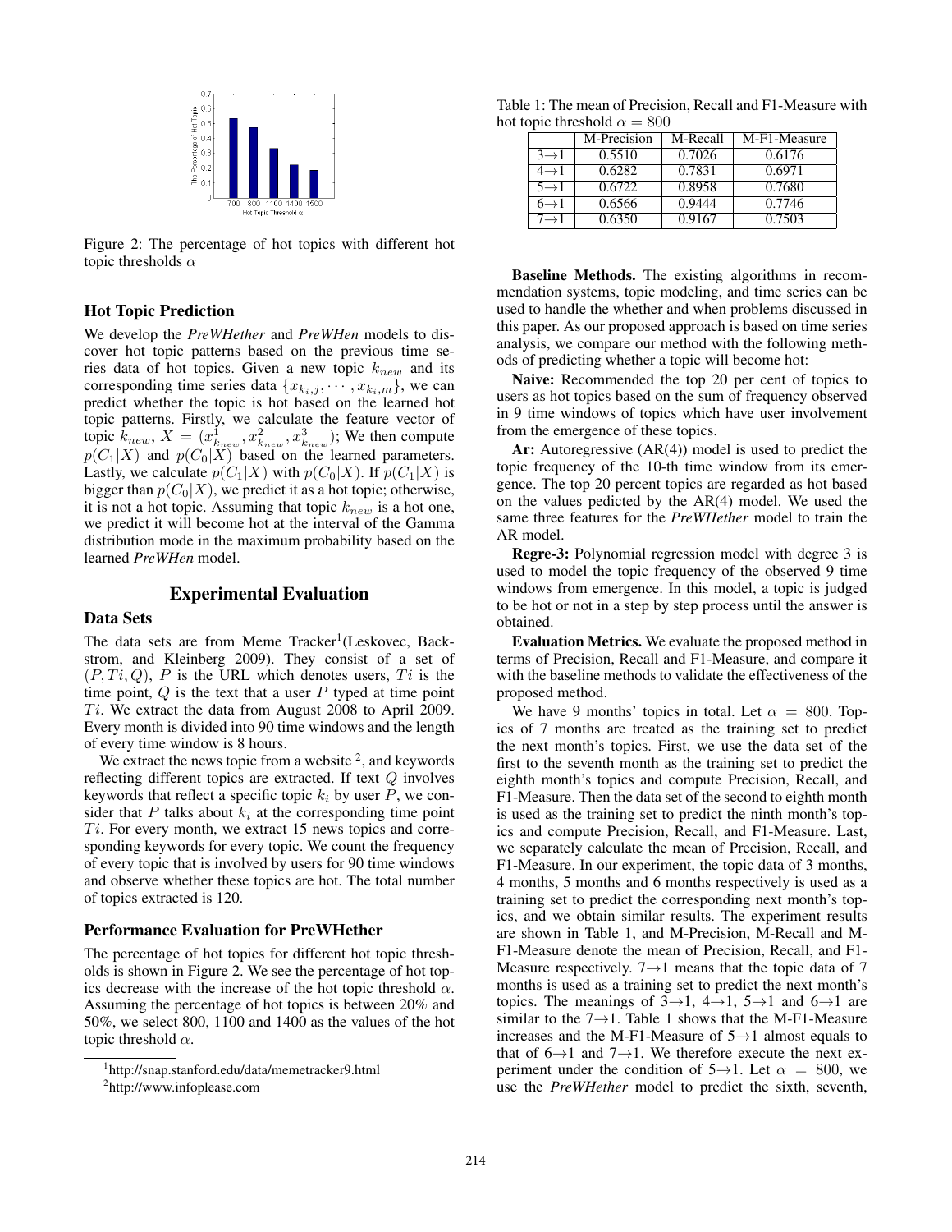Figure 2: The percentage of hot topics with different hot topic thresholds $\alpha$

### Hot Topic Prediction

We develop the *PreWHether* and *PreWHen* models to discover hot topic patterns based on the previous time series data of hot topics. Given a new topic $k_{new}$ and its corresponding time series data $\{x_{k_i,j}, \cdots, x_{k_i,m}\}$, we can predict whether the topic is hot based on the learned hot topic patterns. Firstly, we calculate the feature vector of topic $k_{new}$, $X = (x^1_{k_{new}}, x^2_{k_{new}}, x^3_{k_{new}})$; We then compute $p(C_1|X)$ and $p(C_0|X)$ based on the learned parameters. Lastly, we calculate $p(C_1|X)$ with $p(C_0|X)$. If $p(C_1|X)$ is bigger than $p(C_0|X)$, we predict it as a hot topic; otherwise, it is not a hot topic. Assuming that topic $k_{new}$ is a hot one, we predict it will become hot at the interval of the Gamma distribution mode in the maximum probability based on the learned *PreWHen* model.

## Experimental Evaluation

### Data Sets

The data sets are from Meme Tracker[1](Leskovec, Backstrom, and Kleinberg 2009). They consist of a set of $(P, Ti, Q)$, $P$ is the URL which denotes users, $Ti$ is the time point, $Q$ is the text that a user $P$ typed at time point $Ti$. We extract the data from August 2008 to April 2009. Every month is divided into 90 time windows and the length of every time window is 8 hours.

We extract the news topic from a website [2], and keywords reflecting different topics are extracted. If text $Q$ involves keywords that reflect a specific topic $k_i$ by user $P$, we consider that $P$ talks about $k_i$ at the corresponding time point $Ti$. For every month, we extract 15 news topics and corresponding keywords for every topic. We count the frequency of every topic that is involved by users for 90 time windows and observe whether these topics are hot. The total number of topics extracted is 120.

### Performance Evaluation for PreWHether

The percentage of hot topics for different hot topic thresholds is shown in Figure 2. We see the percentage of hot topics decrease with the increase of the hot topic threshold $\alpha$. Assuming the percentage of hot topics is between 20% and 50%, we select 800, 1100 and 1400 as the values of the hot topic threshold $\alpha$.

[1]http://snap.stanford.edu/data/memetracker9.html

[2]http://www.infoplease.com

Table 1: The mean of Precision, Recall and F1-Measure with hot topic threshold $\alpha = 800$

| | M-Precision | M-Recall | M-F1-Measure |
|---|---|---|---|
| 3→1 | 0.5510 | 0.7026 | 0.6176 |
| 4→1 | 0.6282 | 0.7831 | 0.6971 |
| 5→1 | 0.6722 | 0.8958 | 0.7680 |
| 6→1 | 0.6566 | 0.9444 | 0.7746 |
| 7→1 | 0.6350 | 0.9167 | 0.7503 |

**Baseline Methods.** The existing algorithms in recommendation systems, topic modeling, and time series can be used to handle the whether and when problems discussed in this paper. As our proposed approach is based on time series analysis, we compare our method with the following methods of predicting whether a topic will become hot:

**Naive:** Recommended the top 20 per cent of topics to users as hot topics based on the sum of frequency observed in 9 time windows of topics which have user involvement from the emergence of these topics.

**Ar:** Autoregressive (AR(4)) model is used to predict the topic frequency of the 10-th time window from its emergence. The top 20 percent topics are regarded as hot based on the values pedicted by the AR(4) model. We used the same three features for the *PreWHether* model to train the AR model.

**Regre-3:** Polynomial regression model with degree 3 is used to model the topic frequency of the observed 9 time windows from emergence. In this model, a topic is judged to be hot or not in a step by step process until the answer is obtained.

**Evaluation Metrics.** We evaluate the proposed method in terms of Precision, Recall and F1-Measure, and compare it with the baseline methods to validate the effectiveness of the proposed method.

We have 9 months' topics in total. Let $\alpha = 800$. Topics of 7 months are treated as the training set to predict the next month's topics. First, we use the data set of the first to the seventh month as the training set to predict the eighth month's topics and compute Precision, Recall, and F1-Measure. Then the data set of the second to eighth month is used as the training set to predict the ninth month's topics and compute Precision, Recall, and F1-Measure. Last, we separately calculate the mean of Precision, Recall, and F1-Measure. In our experiment, the topic data of 3 months, 4 months, 5 months and 6 months respectively is used as a training set to predict the corresponding next month's topics, and we obtain similar results. The experiment results are shown in Table 1, and M-Precision, M-Recall and M-F1-Measure denote the mean of Precision, Recall, and F1-Measure respectively. 7→1 means that the topic data of 7 months is used as a training set to predict the next month's topics. The meanings of 3→1, 4→1, 5→1 and 6→1 are similar to the 7→1. Table 1 shows that the M-F1-Measure increases and the M-F1-Measure of 5→1 almost equals to that of 6→1 and 7→1. We therefore execute the next experiment under the condition of 5→1. Let $\alpha = 800$, we use the *PreWHether* model to predict the sixth, seventh,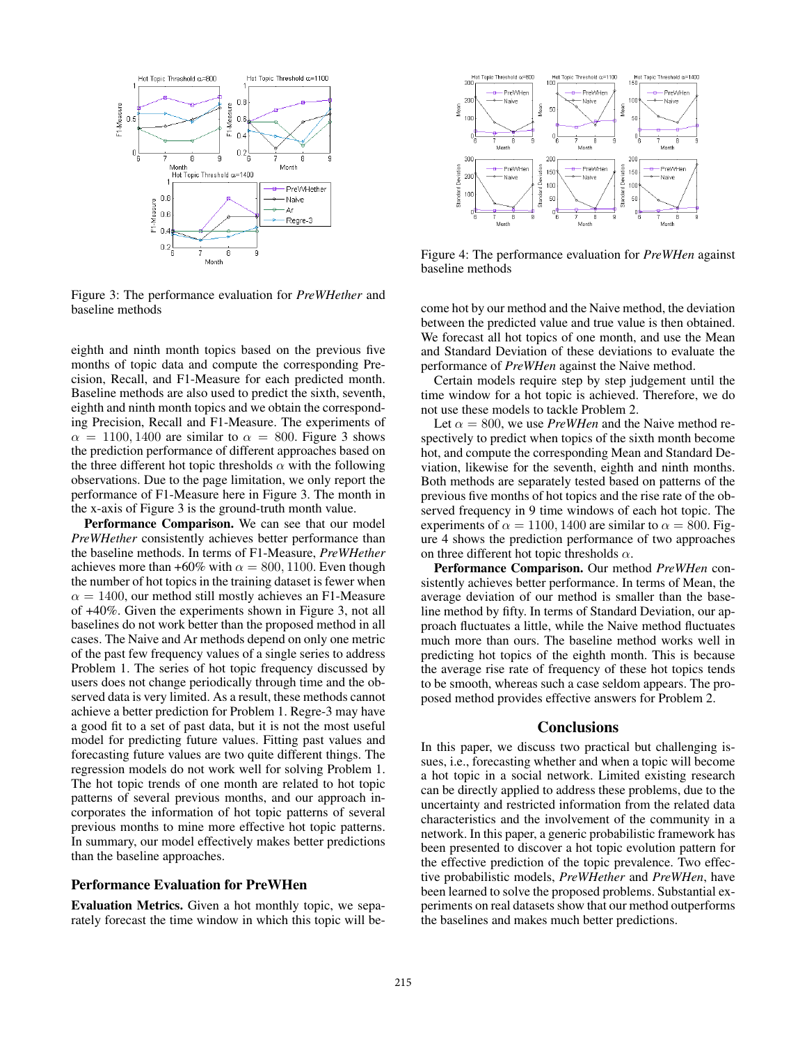Figure 3: The performance evaluation for *PreWHether* and baseline methods

eighth and ninth month topics based on the previous five months of topic data and compute the corresponding Precision, Recall, and F1-Measure for each predicted month. Baseline methods are also used to predict the sixth, seventh, eighth and ninth month topics and we obtain the corresponding Precision, Recall and F1-Measure. The experiments of $\alpha = 1100, 1400$ are similar to $\alpha = 800$. Figure 3 shows the prediction performance of different approaches based on the three different hot topic thresholds $\alpha$ with the following observations. Due to the page limitation, we only report the performance of F1-Measure here in Figure 3. The month in the x-axis of Figure 3 is the ground-truth month value.

**Performance Comparison.** We can see that our model *PreWHether* consistently achieves better performance than the baseline methods. In terms of F1-Measure, *PreWHether* achieves more than +60% with $\alpha = 800, 1100$. Even though the number of hot topics in the training dataset is fewer when $\alpha = 1400$, our method still mostly achieves an F1-Measure of +40%. Given the experiments shown in Figure 3, not all baselines do not work better than the proposed method in all cases. The Naive and Ar methods depend on only one metric of the past few frequency values of a single series to address Problem 1. The series of hot topic frequency discussed by users does not change periodically through time and the observed data is very limited. As a result, these methods cannot achieve a better prediction for Problem 1. Regre-3 may have a good fit to a set of past data, but it is not the most useful model for predicting future values. Fitting past values and forecasting future values are two quite different things. The regression models do not work well for solving Problem 1. The hot topic trends of one month are related to hot topic patterns of several previous months, and our approach incorporates the information of hot topic patterns of several previous months to mine more effective hot topic patterns. In summary, our model effectively makes better predictions than the baseline approaches.

### Performance Evaluation for PreWHen

**Evaluation Metrics.** Given a hot monthly topic, we separately forecast the time window in which this topic will become hot by our method and the Naive method, the deviation between the predicted value and true value is then obtained. We forecast all hot topics of one month, and use the Mean and Standard Deviation of these deviations to evaluate the performance of *PreWHen* against the Naive method.

Certain models require step by step judgement until the time window for a hot topic is achieved. Therefore, we do not use these models to tackle Problem 2.

Let $\alpha = 800$, we use *PreWHen* and the Naive method respectively to predict when topics of the sixth month become hot, and compute the corresponding Mean and Standard Deviation, likewise for the seventh, eighth and ninth months. Both methods are separately tested based on patterns of the previous five months of hot topics and the rise rate of the observed frequency in 9 time windows of each hot topic. The experiments of $\alpha = 1100, 1400$ are similar to $\alpha = 800$. Figure 4 shows the prediction performance of two approaches on three different hot topic thresholds $\alpha$.

Figure 4: The performance evaluation for *PreWHen* against baseline methods

**Performance Comparison.** Our method *PreWHen* consistently achieves better performance. In terms of Mean, the average deviation of our method is smaller than the baseline method by fifty. In terms of Standard Deviation, our approach fluctuates a little, while the Naive method fluctuates much more than ours. The baseline method works well in predicting hot topics of the eighth month. This is because the average rise rate of frequency of these hot topics tends to be smooth, whereas such a case seldom appears. The proposed method provides effective answers for Problem 2.

## Conclusions

In this paper, we discuss two practical but challenging issues, i.e., forecasting whether and when a topic will become a hot topic in a social network. Limited existing research can be directly applied to address these problems, due to the uncertainty and restricted information from the related data characteristics and the involvement of the community in a network. In this paper, a generic probabilistic framework has been presented to discover a hot topic evolution pattern for the effective prediction of the topic prevalence. Two effective probabilistic models, *PreWHether* and *PreWHen*, have been learned to solve the proposed problems. Substantial experiments on real datasets show that our method outperforms the baselines and makes much better predictions.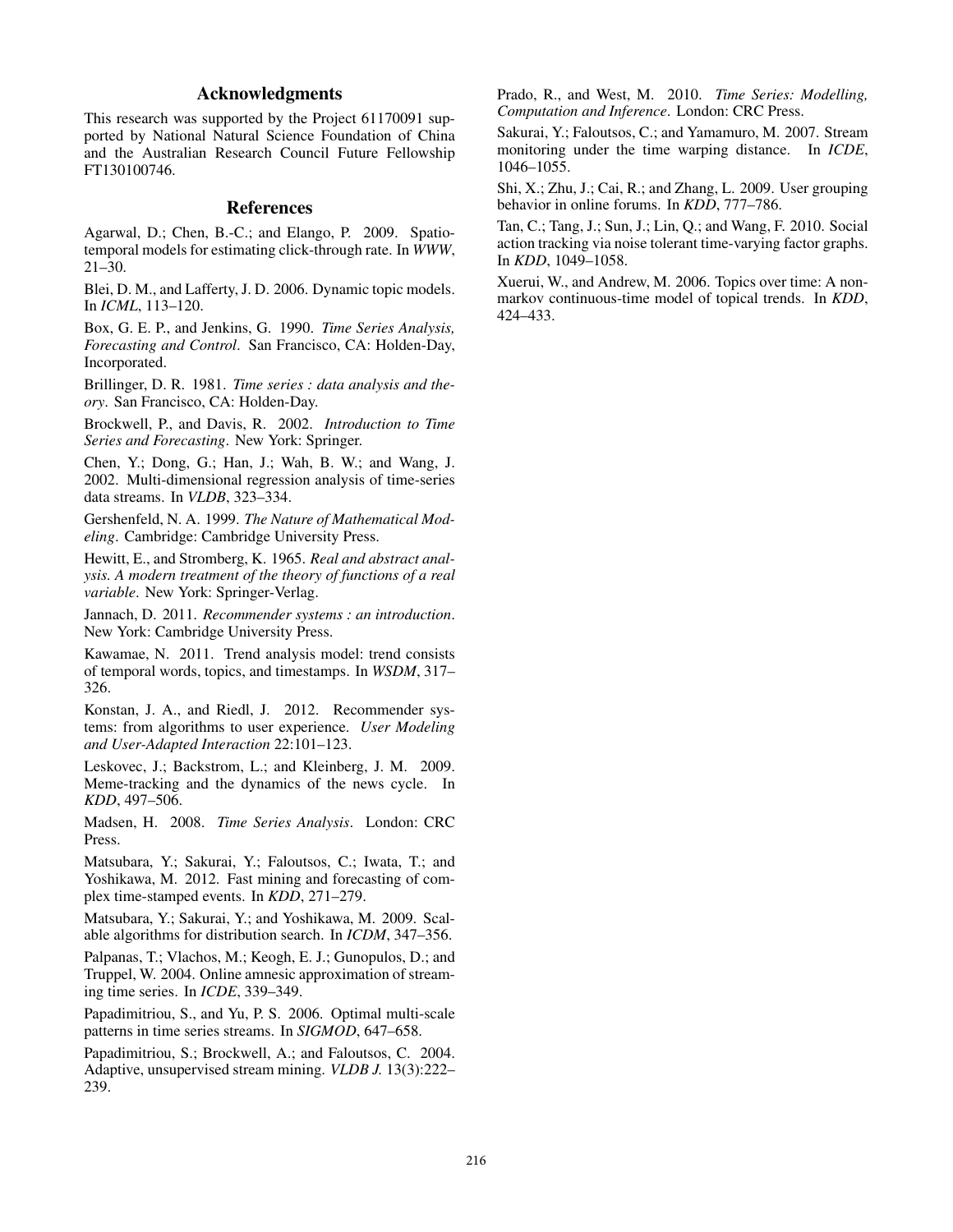## Acknowledgments

This research was supported by the Project 61170091 supported by National Natural Science Foundation of China and the Australian Research Council Future Fellowship FT130100746.

## References

Agarwal, D.; Chen, B.-C.; and Elango, P. 2009. Spatio-temporal models for estimating click-through rate. In *WWW*, 21–30.

Blei, D. M., and Lafferty, J. D. 2006. Dynamic topic models. In *ICML*, 113–120.

Box, G. E. P., and Jenkins, G. 1990. *Time Series Analysis, Forecasting and Control*. San Francisco, CA: Holden-Day, Incorporated.

Brillinger, D. R. 1981. *Time series : data analysis and theory*. San Francisco, CA: Holden-Day.

Brockwell, P., and Davis, R. 2002. *Introduction to Time Series and Forecasting*. New York: Springer.

Chen, Y.; Dong, G.; Han, J.; Wah, B. W.; and Wang, J. 2002. Multi-dimensional regression analysis of time-series data streams. In *VLDB*, 323–334.

Gershenfeld, N. A. 1999. *The Nature of Mathematical Modeling*. Cambridge: Cambridge University Press.

Hewitt, E., and Stromberg, K. 1965. *Real and abstract analysis. A modern treatment of the theory of functions of a real variable*. New York: Springer-Verlag.

Jannach, D. 2011. *Recommender systems : an introduction*. New York: Cambridge University Press.

Kawamae, N. 2011. Trend analysis model: trend consists of temporal words, topics, and timestamps. In *WSDM*, 317–326.

Konstan, J. A., and Riedl, J. 2012. Recommender systems: from algorithms to user experience. *User Modeling and User-Adapted Interaction* 22:101–123.

Leskovec, J.; Backstrom, L.; and Kleinberg, J. M. 2009. Meme-tracking and the dynamics of the news cycle. In *KDD*, 497–506.

Madsen, H. 2008. *Time Series Analysis*. London: CRC Press.

Matsubara, Y.; Sakurai, Y.; Faloutsos, C.; Iwata, T.; and Yoshikawa, M. 2012. Fast mining and forecasting of complex time-stamped events. In *KDD*, 271–279.

Matsubara, Y.; Sakurai, Y.; and Yoshikawa, M. 2009. Scalable algorithms for distribution search. In *ICDM*, 347–356.

Palpanas, T.; Vlachos, M.; Keogh, E. J.; Gunopulos, D.; and Truppel, W. 2004. Online amnesic approximation of streaming time series. In *ICDE*, 339–349.

Papadimitriou, S., and Yu, P. S. 2006. Optimal multi-scale patterns in time series streams. In *SIGMOD*, 647–658.

Papadimitriou, S.; Brockwell, A.; and Faloutsos, C. 2004. Adaptive, unsupervised stream mining. *VLDB J.* 13(3):222–239.

Prado, R., and West, M. 2010. *Time Series: Modelling, Computation and Inference*. London: CRC Press.

Sakurai, Y.; Faloutsos, C.; and Yamamuro, M. 2007. Stream monitoring under the time warping distance. In *ICDE*, 1046–1055.

Shi, X.; Zhu, J.; Cai, R.; and Zhang, L. 2009. User grouping behavior in online forums. In *KDD*, 777–786.

Tan, C.; Tang, J.; Sun, J.; Lin, Q.; and Wang, F. 2010. Social action tracking via noise tolerant time-varying factor graphs. In *KDD*, 1049–1058.

Xuerui, W., and Andrew, M. 2006. Topics over time: A non-markov continuous-time model of topical trends. In *KDD*, 424–433.